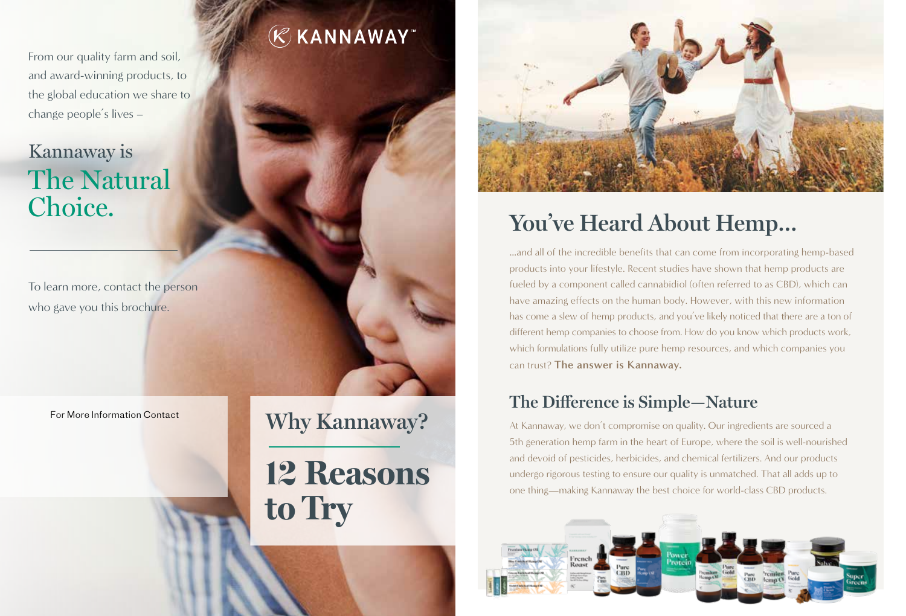From our quality farm and soil, and award-winning products, to the global education we share to change people´s lives –

# Kannaway is The Natural Choice.

To learn more, contact the person who gave you this brochure.

For More Information Contact

KANNAWAY™

## Why Kannaway?

# 12 Reasons to Try

# You've Heard About Hemp...

...and all of the incredible benefits that can come from incorporating hemp-based products into your lifestyle. Recent studies have shown that hemp products are fueled by a component called cannabidiol (often referred to as CBD), which can have amazing effects on the human body. However, with this new information has come a slew of hemp products, and you´ve likely noticed that there are a ton of different hemp companies to choose from. How do you know which products work, which formulations fully utilize pure hemp resources, and which companies you can trust? **The answer is Kannaway.**

## The Difference is Simple—Nature

At Kannaway, we don´t compromise on quality. Our ingredients are sourced a 5th generation hemp farm in the heart of Europe, where the soil is well-nourished and devoid of pesticides, herbicides, and chemical fertilizers. And our products undergo rigorous testing to ensure our quality is unmatched. That all adds up to one thing—making Kannaway the best choice for world-class CBD products.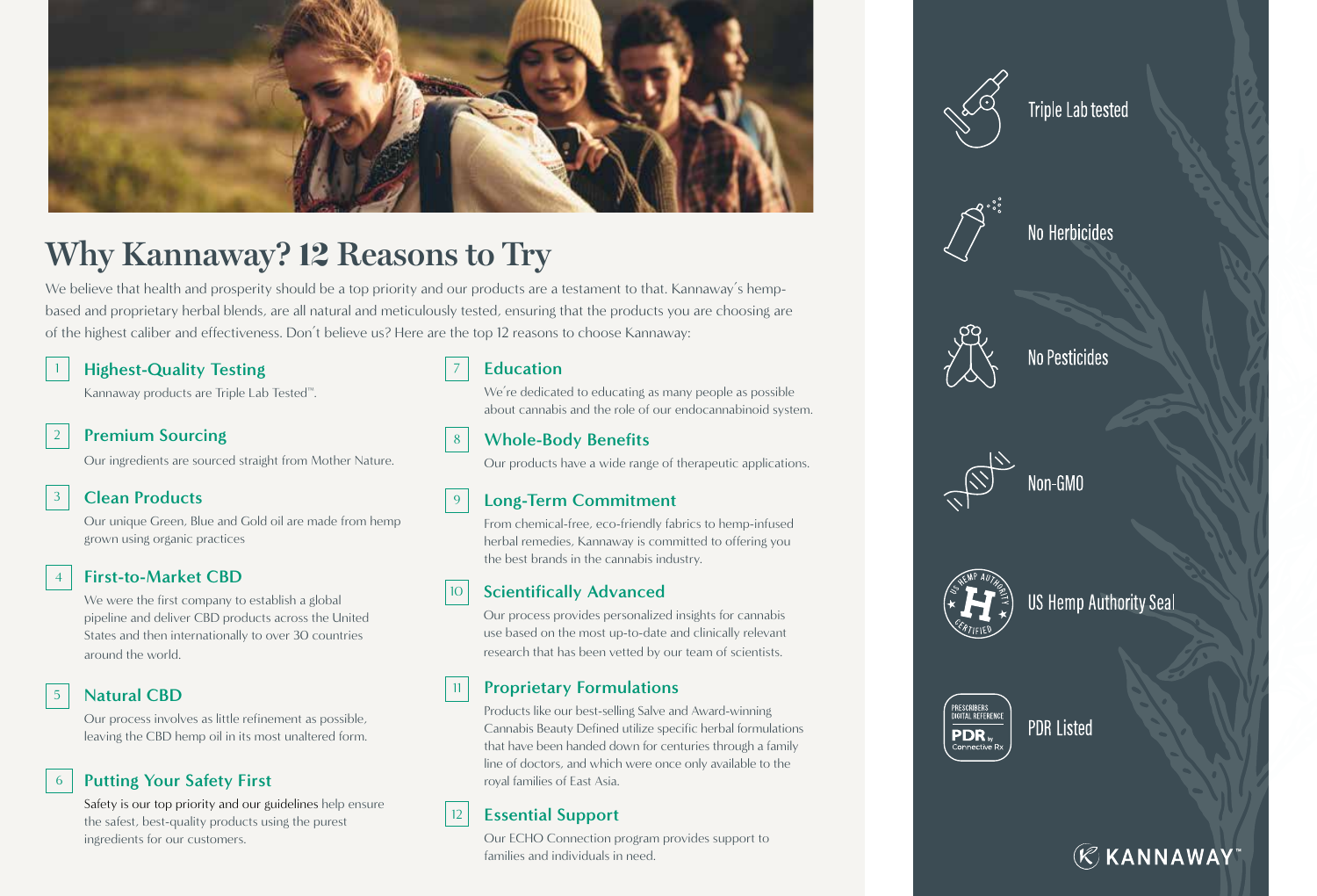# Why Kannaway? 12 Reasons to Try

We believe that health and prosperity should be a top priority and our products are a testament to that. Kannaway's hemp-based and proprietary herbal blends, are all natural and meticulously tested, ensuring that the products you are choosing are of the highest caliber and effectiveness. Don't believe us? Here are the top 12 reasons to choose Kannaway:

1. **Highest-Quality Testing**
   Kannaway products are Triple Lab Tested™.

2. **Premium Sourcing**
   Our ingredients are sourced straight from Mother Nature.

3. **Clean Products**
   Our unique Green, Blue and Gold oil are made from hemp grown using organic practices

4. **First-to-Market CBD**
   We were the first company to establish a global pipeline and deliver CBD products across the United States and then internationally to over 30 countries around the world.

5. **Natural CBD**
   Our process involves as little refinement as possible, leaving the CBD hemp oil in its most unaltered form.

6. **Putting Your Safety First**
   Safety is our top priority and our guidelines help ensure the safest, best-quality products using the purest ingredients for our customers.

7. **Education**
   We're dedicated to educating as many people as possible about cannabis and the role of our endocannabinoid system.

8. **Whole-Body Benefits**
   Our products have a wide range of therapeutic applications.

9. **Long-Term Commitment**
   From chemical-free, eco-friendly fabrics to hemp-infused herbal remedies, Kannaway is committed to offering you the best brands in the cannabis industry.

10. **Scientifically Advanced**
    Our process provides personalized insights for cannabis use based on the most up-to-date and clinically relevant research that has been vetted by our team of scientists.

11. **Proprietary Formulations**
    Products like our best-selling Salve and Award-winning Cannabis Beauty Defined utilize specific herbal formulations that have been handed down for centuries through a family line of doctors, and which were once only available to the royal families of East Asia.

12. **Essential Support**
    Our ECHO Connection program provides support to families and individuals in need.

Triple Lab tested

No Herbicides

No Pesticides

Non-GMO

US Hemp Authority Seal

PDR Listed

KANNAWAY™